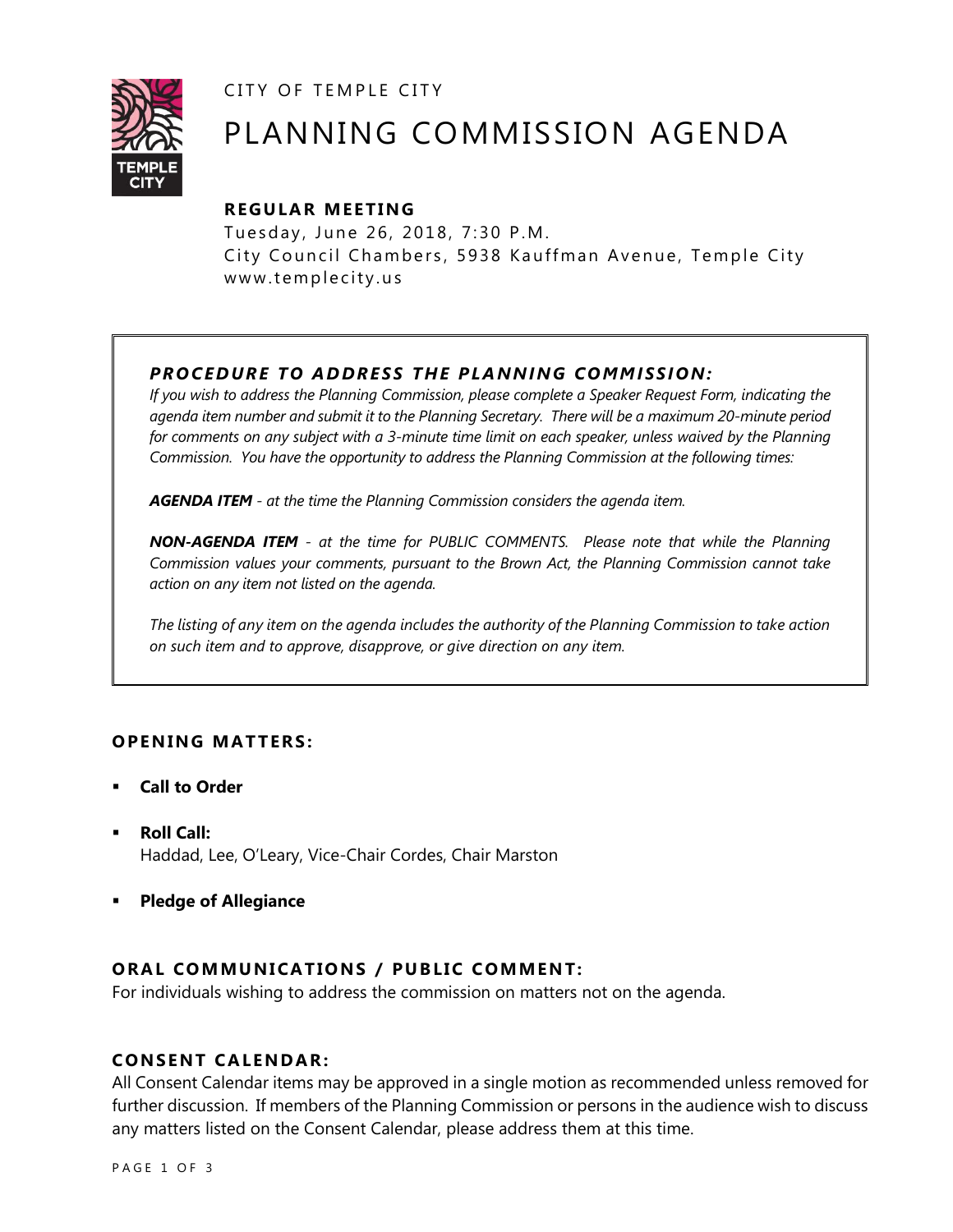CITY OF TEMPLE CITY

# PLANNING COMMISSION AGENDA

## REGULAR MEETING

Tuesday, June 26, 2018, 7:30 P.M.
City Council Chambers, 5938 Kauffman Avenue, Temple City
www.templecity.us

### *PROCEDURE TO ADDRESS THE PLANNING COMMISSION:*

*If you wish to address the Planning Commission, please complete a Speaker Request Form, indicating the agenda item number and submit it to the Planning Secretary. There will be a maximum 20-minute period for comments on any subject with a 3-minute time limit on each speaker, unless waived by the Planning Commission. You have the opportunity to address the Planning Commission at the following times:*

***AGENDA ITEM** - at the time the Planning Commission considers the agenda item.*

***NON-AGENDA ITEM** - at the time for PUBLIC COMMENTS. Please note that while the Planning Commission values your comments, pursuant to the Brown Act, the Planning Commission cannot take action on any item not listed on the agenda.*

*The listing of any item on the agenda includes the authority of the Planning Commission to take action on such item and to approve, disapprove, or give direction on any item.*

## OPENING MATTERS:

- **Call to Order**
- **Roll Call:**
  Haddad, Lee, O'Leary, Vice-Chair Cordes, Chair Marston
- **Pledge of Allegiance**

## ORAL COMMUNICATIONS / PUBLIC COMMENT:

For individuals wishing to address the commission on matters not on the agenda.

## CONSENT CALENDAR:

All Consent Calendar items may be approved in a single motion as recommended unless removed for further discussion. If members of the Planning Commission or persons in the audience wish to discuss any matters listed on the Consent Calendar, please address them at this time.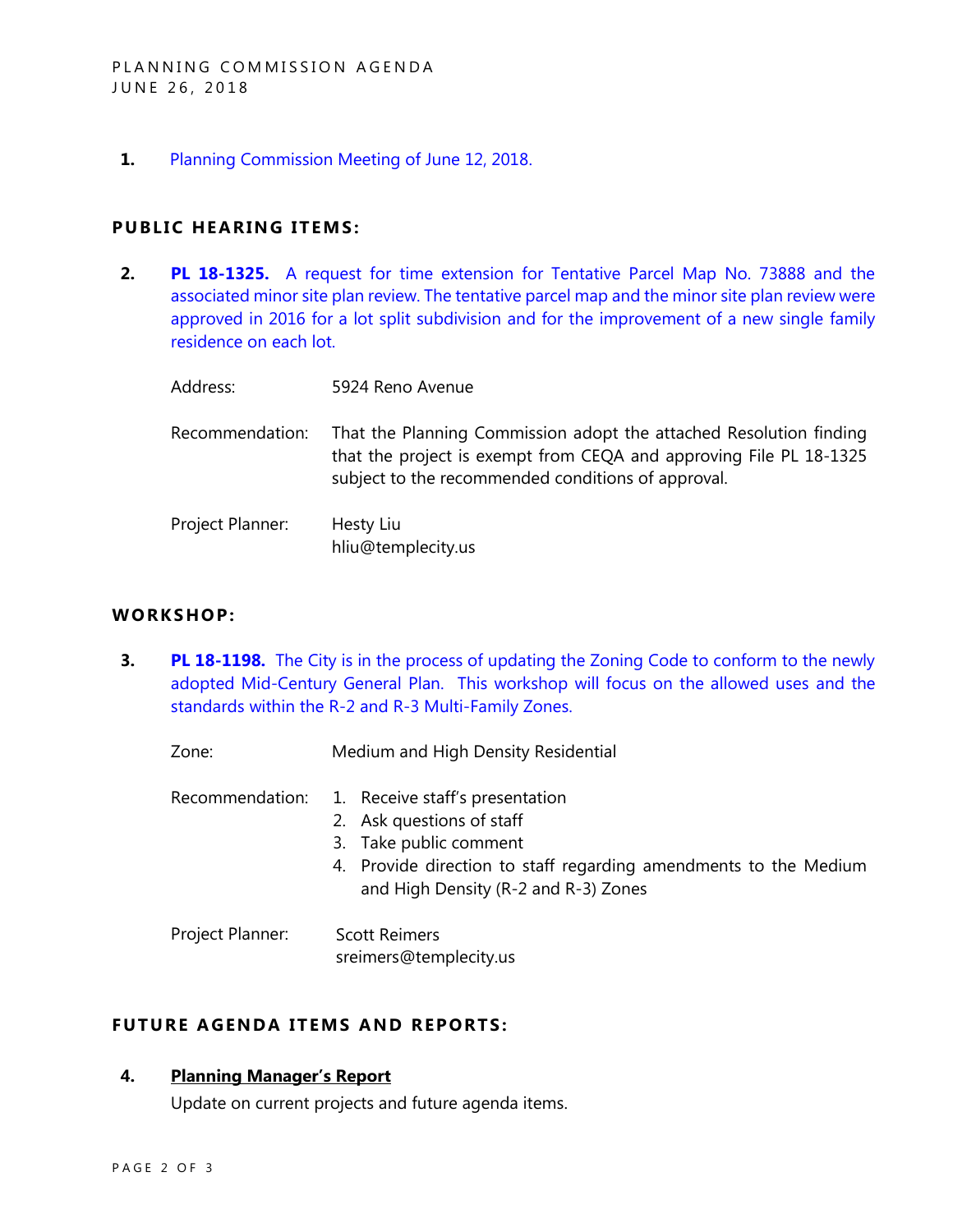1. Planning Commission Meeting of June 12, 2018.

## PUBLIC HEARING ITEMS:

2. **PL 18-1325.** A request for time extension for Tentative Parcel Map No. 73888 and the associated minor site plan review. The tentative parcel map and the minor site plan review were approved in 2016 for a lot split subdivision and for the improvement of a new single family residence on each lot.

   Address: 5924 Reno Avenue

   Recommendation: That the Planning Commission adopt the attached Resolution finding that the project is exempt from CEQA and approving File PL 18-1325 subject to the recommended conditions of approval.

   Project Planner: Hesty Liu
   hliu@templecity.us

## WORKSHOP:

3. **PL 18-1198.** The City is in the process of updating the Zoning Code to conform to the newly adopted Mid-Century General Plan. This workshop will focus on the allowed uses and the standards within the R-2 and R-3 Multi-Family Zones.

   Zone: Medium and High Density Residential

   Recommendation:
   1. Receive staff's presentation
   2. Ask questions of staff
   3. Take public comment
   4. Provide direction to staff regarding amendments to the Medium and High Density (R-2 and R-3) Zones

   Project Planner: Scott Reimers
   sreimers@templecity.us

## FUTURE AGENDA ITEMS AND REPORTS:

4. **Planning Manager's Report**

   Update on current projects and future agenda items.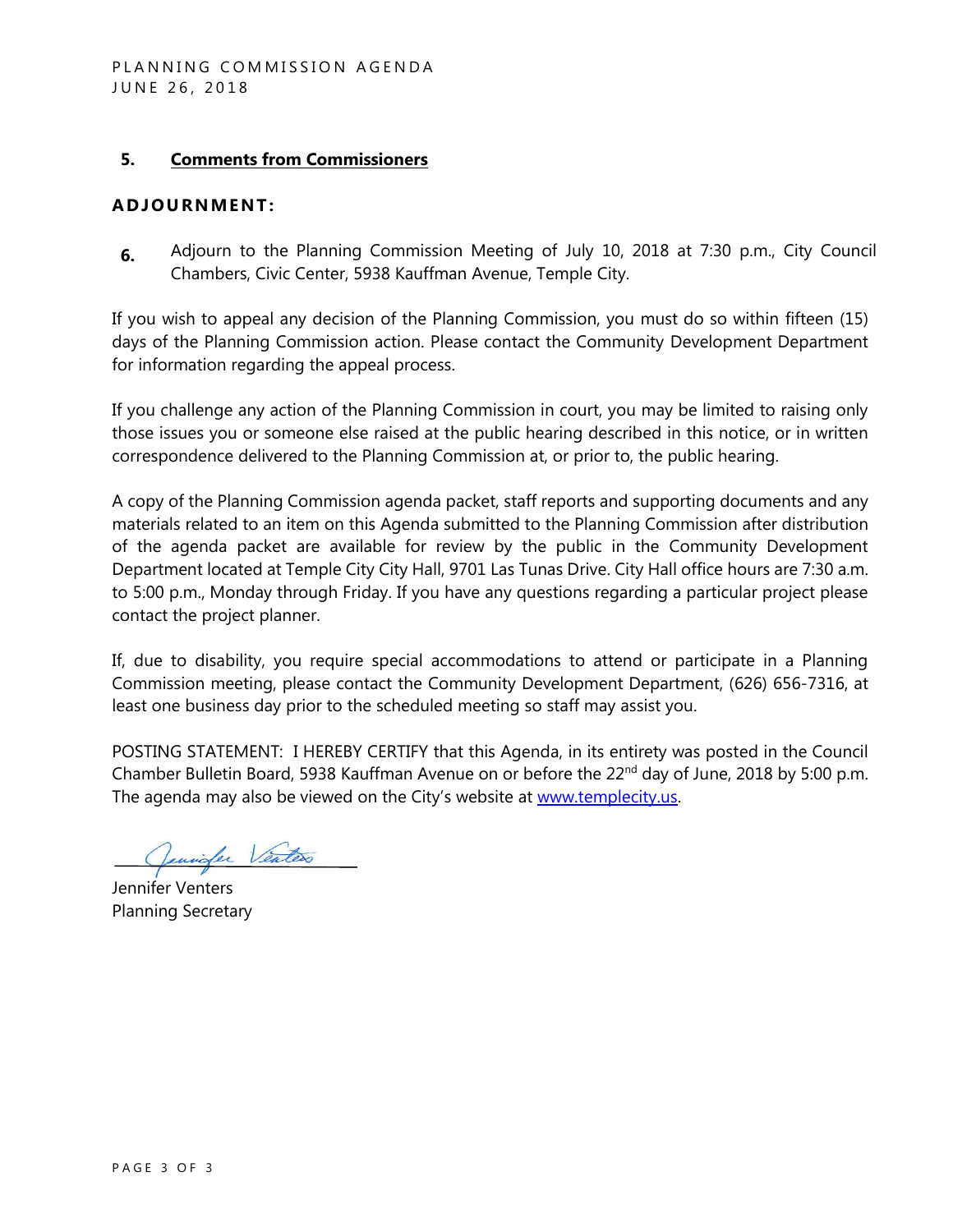5. **Comments from Commissioners**

**ADJOURNMENT:**

6. Adjourn to the Planning Commission Meeting of July 10, 2018 at 7:30 p.m., City Council Chambers, Civic Center, 5938 Kauffman Avenue, Temple City.

If you wish to appeal any decision of the Planning Commission, you must do so within fifteen (15) days of the Planning Commission action. Please contact the Community Development Department for information regarding the appeal process.

If you challenge any action of the Planning Commission in court, you may be limited to raising only those issues you or someone else raised at the public hearing described in this notice, or in written correspondence delivered to the Planning Commission at, or prior to, the public hearing.

A copy of the Planning Commission agenda packet, staff reports and supporting documents and any materials related to an item on this Agenda submitted to the Planning Commission after distribution of the agenda packet are available for review by the public in the Community Development Department located at Temple City City Hall, 9701 Las Tunas Drive. City Hall office hours are 7:30 a.m. to 5:00 p.m., Monday through Friday. If you have any questions regarding a particular project please contact the project planner.

If, due to disability, you require special accommodations to attend or participate in a Planning Commission meeting, please contact the Community Development Department, (626) 656-7316, at least one business day prior to the scheduled meeting so staff may assist you.

POSTING STATEMENT: I HEREBY CERTIFY that this Agenda, in its entirety was posted in the Council Chamber Bulletin Board, 5938 Kauffman Avenue on or before the 22nd day of June, 2018 by 5:00 p.m. The agenda may also be viewed on the City's website at www.templecity.us.

Jennifer Venters
Planning Secretary